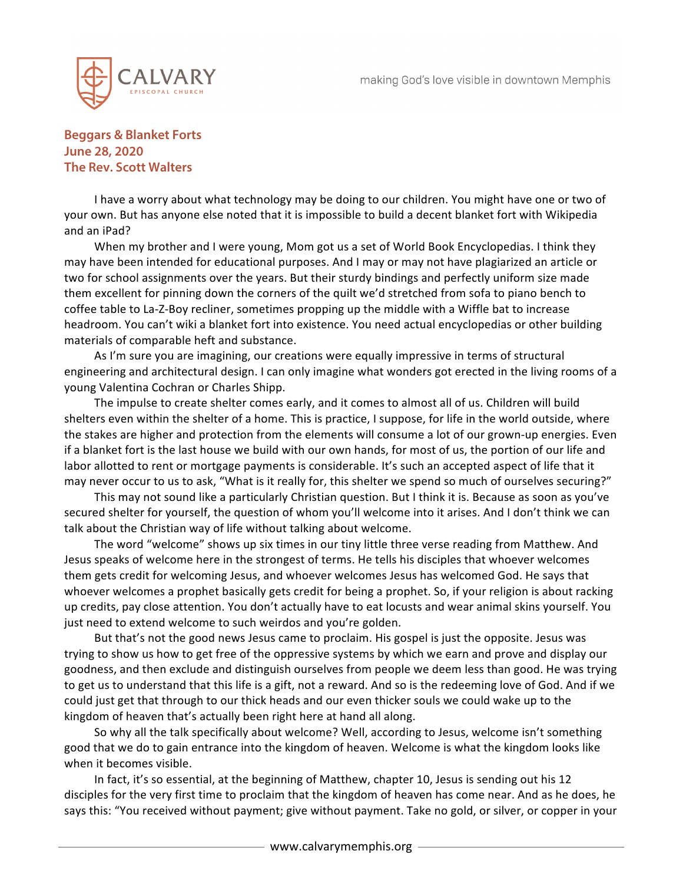# Beggars & Blanket Forts
**June 28, 2020**
**The Rev. Scott Walters**

I have a worry about what technology may be doing to our children. You might have one or two of your own. But has anyone else noted that it is impossible to build a decent blanket fort with Wikipedia and an iPad?

When my brother and I were young, Mom got us a set of World Book Encyclopedias. I think they may have been intended for educational purposes. And I may or may not have plagiarized an article or two for school assignments over the years. But their sturdy bindings and perfectly uniform size made them excellent for pinning down the corners of the quilt we'd stretched from sofa to piano bench to coffee table to La-Z-Boy recliner, sometimes propping up the middle with a Wiffle bat to increase headroom. You can't wiki a blanket fort into existence. You need actual encyclopedias or other building materials of comparable heft and substance.

As I'm sure you are imagining, our creations were equally impressive in terms of structural engineering and architectural design. I can only imagine what wonders got erected in the living rooms of a young Valentina Cochran or Charles Shipp.

The impulse to create shelter comes early, and it comes to almost all of us. Children will build shelters even within the shelter of a home. This is practice, I suppose, for life in the world outside, where the stakes are higher and protection from the elements will consume a lot of our grown-up energies. Even if a blanket fort is the last house we build with our own hands, for most of us, the portion of our life and labor allotted to rent or mortgage payments is considerable. It's such an accepted aspect of life that it may never occur to us to ask, "What is it really for, this shelter we spend so much of ourselves securing?"

This may not sound like a particularly Christian question. But I think it is. Because as soon as you've secured shelter for yourself, the question of whom you'll welcome into it arises. And I don't think we can talk about the Christian way of life without talking about welcome.

The word "welcome" shows up six times in our tiny little three verse reading from Matthew. And Jesus speaks of welcome here in the strongest of terms. He tells his disciples that whoever welcomes them gets credit for welcoming Jesus, and whoever welcomes Jesus has welcomed God. He says that whoever welcomes a prophet basically gets credit for being a prophet. So, if your religion is about racking up credits, pay close attention. You don't actually have to eat locusts and wear animal skins yourself. You just need to extend welcome to such weirdos and you're golden.

But that's not the good news Jesus came to proclaim. His gospel is just the opposite. Jesus was trying to show us how to get free of the oppressive systems by which we earn and prove and display our goodness, and then exclude and distinguish ourselves from people we deem less than good. He was trying to get us to understand that this life is a gift, not a reward. And so is the redeeming love of God. And if we could just get that through to our thick heads and our even thicker souls we could wake up to the kingdom of heaven that's actually been right here at hand all along.

So why all the talk specifically about welcome? Well, according to Jesus, welcome isn't something good that we do to gain entrance into the kingdom of heaven. Welcome is what the kingdom looks like when it becomes visible.

In fact, it's so essential, at the beginning of Matthew, chapter 10, Jesus is sending out his 12 disciples for the very first time to proclaim that the kingdom of heaven has come near. And as he does, he says this: "You received without payment; give without payment. Take no gold, or silver, or copper in your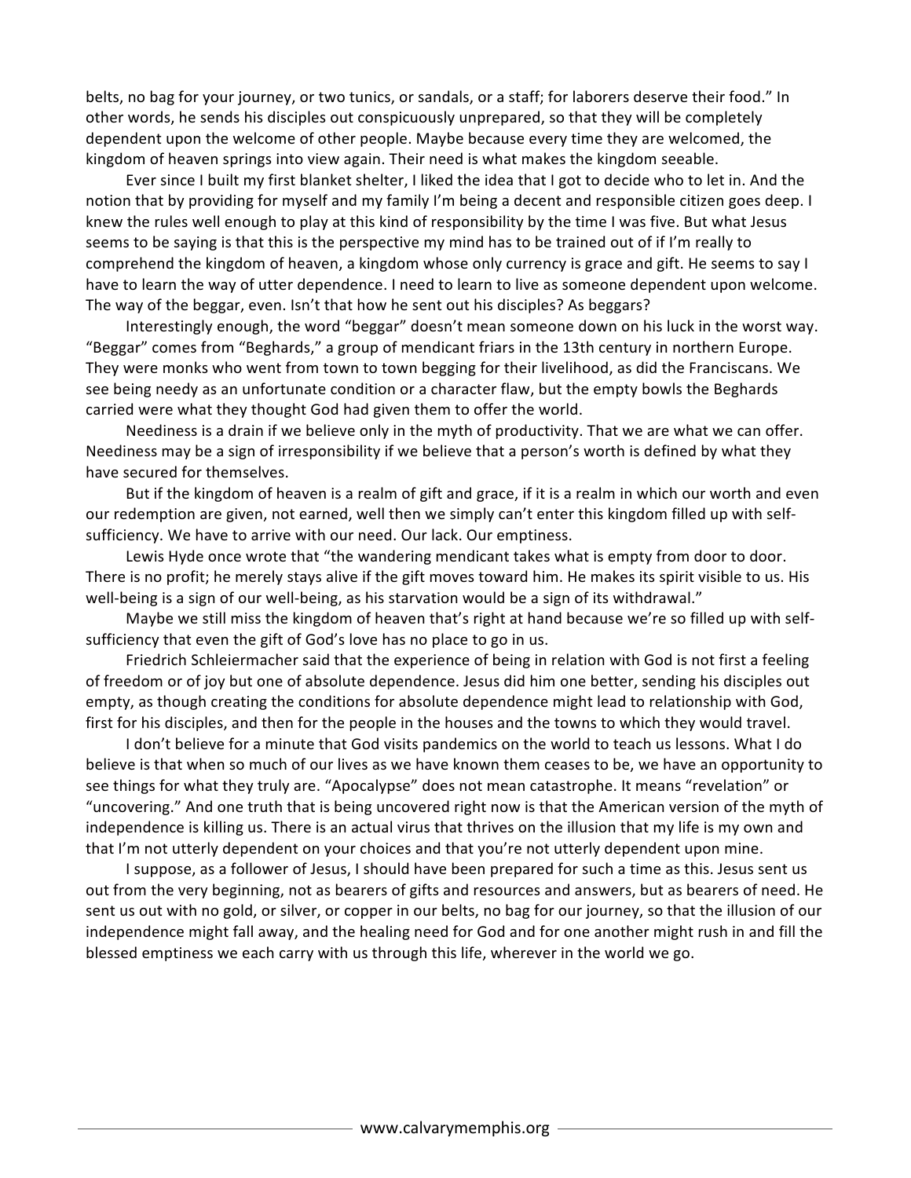belts, no bag for your journey, or two tunics, or sandals, or a staff; for laborers deserve their food." In other words, he sends his disciples out conspicuously unprepared, so that they will be completely dependent upon the welcome of other people. Maybe because every time they are welcomed, the kingdom of heaven springs into view again. Their need is what makes the kingdom seeable.

Ever since I built my first blanket shelter, I liked the idea that I got to decide who to let in. And the notion that by providing for myself and my family I'm being a decent and responsible citizen goes deep. I knew the rules well enough to play at this kind of responsibility by the time I was five. But what Jesus seems to be saying is that this is the perspective my mind has to be trained out of if I'm really to comprehend the kingdom of heaven, a kingdom whose only currency is grace and gift. He seems to say I have to learn the way of utter dependence. I need to learn to live as someone dependent upon welcome. The way of the beggar, even. Isn't that how he sent out his disciples? As beggars?

Interestingly enough, the word "beggar" doesn't mean someone down on his luck in the worst way. "Beggar" comes from "Beghards," a group of mendicant friars in the 13th century in northern Europe. They were monks who went from town to town begging for their livelihood, as did the Franciscans. We see being needy as an unfortunate condition or a character flaw, but the empty bowls the Beghards carried were what they thought God had given them to offer the world.

Neediness is a drain if we believe only in the myth of productivity. That we are what we can offer. Neediness may be a sign of irresponsibility if we believe that a person's worth is defined by what they have secured for themselves.

But if the kingdom of heaven is a realm of gift and grace, if it is a realm in which our worth and even our redemption are given, not earned, well then we simply can't enter this kingdom filled up with self-sufficiency. We have to arrive with our need. Our lack. Our emptiness.

Lewis Hyde once wrote that "the wandering mendicant takes what is empty from door to door. There is no profit; he merely stays alive if the gift moves toward him. He makes its spirit visible to us. His well-being is a sign of our well-being, as his starvation would be a sign of its withdrawal."

Maybe we still miss the kingdom of heaven that's right at hand because we're so filled up with self-sufficiency that even the gift of God's love has no place to go in us.

Friedrich Schleiermacher said that the experience of being in relation with God is not first a feeling of freedom or of joy but one of absolute dependence. Jesus did him one better, sending his disciples out empty, as though creating the conditions for absolute dependence might lead to relationship with God, first for his disciples, and then for the people in the houses and the towns to which they would travel.

I don't believe for a minute that God visits pandemics on the world to teach us lessons. What I do believe is that when so much of our lives as we have known them ceases to be, we have an opportunity to see things for what they truly are. "Apocalypse" does not mean catastrophe. It means "revelation" or "uncovering." And one truth that is being uncovered right now is that the American version of the myth of independence is killing us. There is an actual virus that thrives on the illusion that my life is my own and that I'm not utterly dependent on your choices and that you're not utterly dependent upon mine.

I suppose, as a follower of Jesus, I should have been prepared for such a time as this. Jesus sent us out from the very beginning, not as bearers of gifts and resources and answers, but as bearers of need. He sent us out with no gold, or silver, or copper in our belts, no bag for our journey, so that the illusion of our independence might fall away, and the healing need for God and for one another might rush in and fill the blessed emptiness we each carry with us through this life, wherever in the world we go.